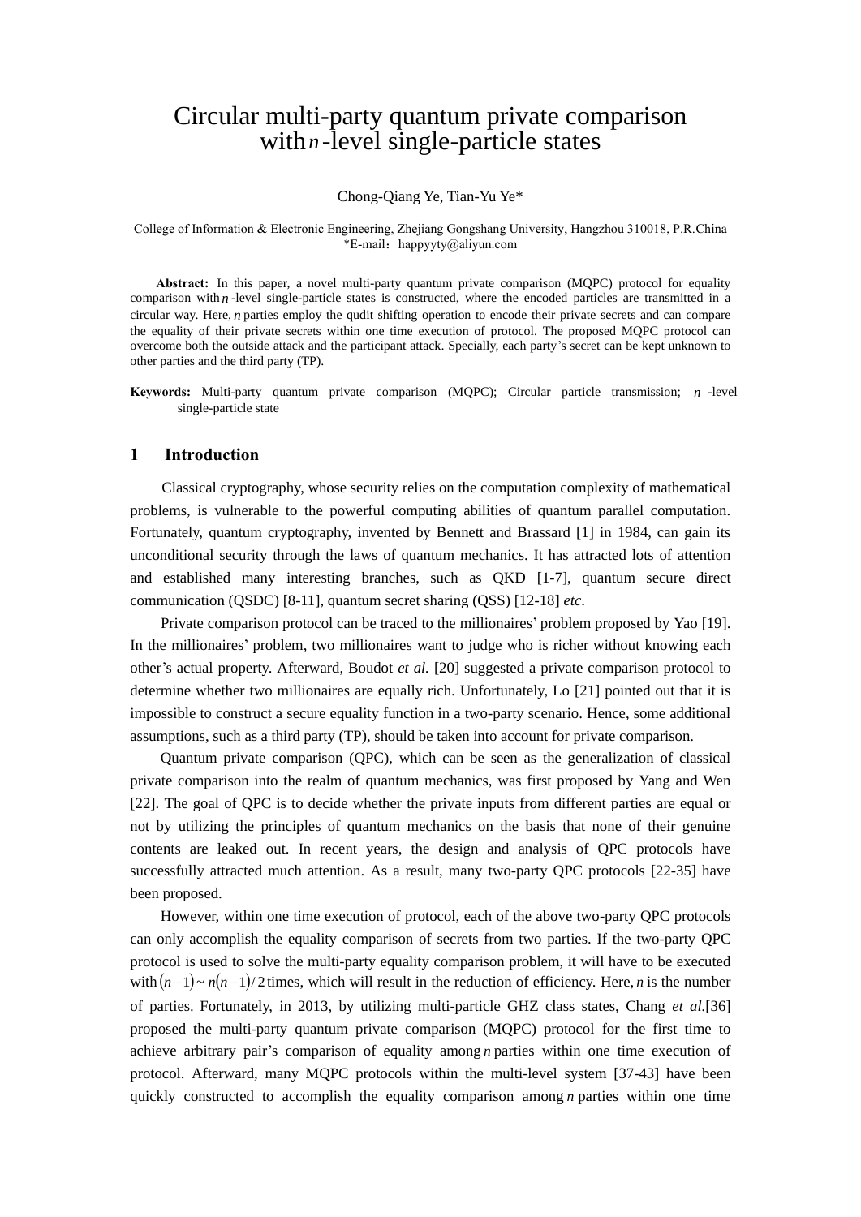# Circular multi-party quantum private comparison with $n$-level single-particle states

Chong-Qiang Ye, Tian-Yu Ye*

College of Information & Electronic Engineering, Zhejiang Gongshang University, Hangzhou 310018, P.R.China
*E-mail：happyyty@aliyun.com

**Abstract:** In this paper, a novel multi-party quantum private comparison (MQPC) protocol for equality comparison with $n$-level single-particle states is constructed, where the encoded particles are transmitted in a circular way. Here, $n$ parties employ the qudit shifting operation to encode their private secrets and can compare the equality of their private secrets within one time execution of protocol. The proposed MQPC protocol can overcome both the outside attack and the participant attack. Specially, each party's secret can be kept unknown to other parties and the third party (TP).

**Keywords:** Multi-party quantum private comparison (MQPC); Circular particle transmission; $n$-level single-particle state

## 1 Introduction

Classical cryptography, whose security relies on the computation complexity of mathematical problems, is vulnerable to the powerful computing abilities of quantum parallel computation. Fortunately, quantum cryptography, invented by Bennett and Brassard [1] in 1984, can gain its unconditional security through the laws of quantum mechanics. It has attracted lots of attention and established many interesting branches, such as QKD [1-7], quantum secure direct communication (QSDC) [8-11], quantum secret sharing (QSS) [12-18] *etc.*

Private comparison protocol can be traced to the millionaires' problem proposed by Yao [19]. In the millionaires' problem, two millionaires want to judge who is richer without knowing each other's actual property. Afterward, Boudot *et al.* [20] suggested a private comparison protocol to determine whether two millionaires are equally rich. Unfortunately, Lo [21] pointed out that it is impossible to construct a secure equality function in a two-party scenario. Hence, some additional assumptions, such as a third party (TP), should be taken into account for private comparison.

Quantum private comparison (QPC), which can be seen as the generalization of classical private comparison into the realm of quantum mechanics, was first proposed by Yang and Wen [22]. The goal of QPC is to decide whether the private inputs from different parties are equal or not by utilizing the principles of quantum mechanics on the basis that none of their genuine contents are leaked out. In recent years, the design and analysis of QPC protocols have successfully attracted much attention. As a result, many two-party QPC protocols [22-35] have been proposed.

However, within one time execution of protocol, each of the above two-party QPC protocols can only accomplish the equality comparison of secrets from two parties. If the two-party QPC protocol is used to solve the multi-party equality comparison problem, it will have to be executed with $(n-1) \sim n(n-1)/2$ times, which will result in the reduction of efficiency. Here, $n$ is the number of parties. Fortunately, in 2013, by utilizing multi-particle GHZ class states, Chang *et al.*[36] proposed the multi-party quantum private comparison (MQPC) protocol for the first time to achieve arbitrary pair's comparison of equality among $n$ parties within one time execution of protocol. Afterward, many MQPC protocols within the multi-level system [37-43] have been quickly constructed to accomplish the equality comparison among $n$ parties within one time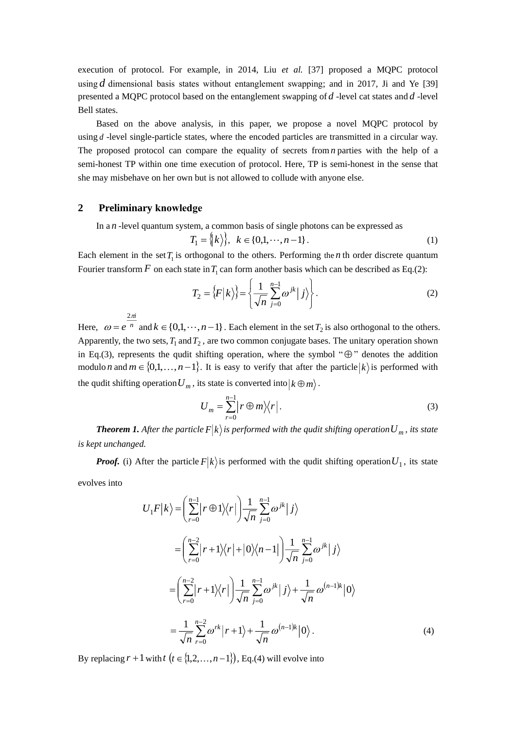execution of protocol. For example, in 2014, Liu *et al.* [37] proposed a MQPC protocol using $d$ dimensional basis states without entanglement swapping; and in 2017, Ji and Ye [39] presented a MQPC protocol based on the entanglement swapping of $d$ -level cat states and $d$ -level Bell states.

Based on the above analysis, in this paper, we propose a novel MQPC protocol by using $d$ -level single-particle states, where the encoded particles are transmitted in a circular way. The proposed protocol can compare the equality of secrets from $n$ parties with the help of a semi-honest TP within one time execution of protocol. Here, TP is semi-honest in the sense that she may misbehave on her own but is not allowed to collude with anyone else.

## 2 Preliminary knowledge

In a $n$ -level quantum system, a common basis of single photons can be expressed as

$$T_1 = \{|k\rangle\}, \quad k \in \{0,1,\cdots,n-1\}. \tag{1}$$

Each element in the set $T_1$ is orthogonal to the others. Performing the $n$ th order discrete quantum Fourier transform $F$ on each state in $T_1$ can form another basis which can be described as Eq.(2):

$$T_2 = \{F|k\rangle\} = \left\{ \frac{1}{\sqrt{n}} \sum_{j=0}^{n-1} \omega^{jk} |j\rangle \right\}. \tag{2}$$

Here, $\omega = e^{\frac{2\pi i}{n}}$ and $k \in \{0,1,\cdots,n-1\}$. Each element in the set $T_2$ is also orthogonal to the others. Apparently, the two sets, $T_1$ and $T_2$, are two common conjugate bases. The unitary operation shown in Eq.(3), represents the qudit shifting operation, where the symbol "$\oplus$" denotes the addition modulo $n$ and $m \in \{0,1,\ldots,n-1\}$. It is easy to verify that after the particle $|k\rangle$ is performed with the qudit shifting operation $U_m$, its state is converted into $|k \oplus m\rangle$.

$$U_m = \sum_{r=0}^{n-1} |r \oplus m\rangle\langle r|. \tag{3}$$

***Theorem 1.*** *After the particle $F|k\rangle$ is performed with the qudit shifting operation $U_m$, its state is kept unchanged.*

***Proof.*** (i) After the particle $F|k\rangle$ is performed with the qudit shifting operation $U_1$, its state evolves into

$$\begin{aligned}
U_1 F|k\rangle &= \left( \sum_{r=0}^{n-1} |r \oplus 1\rangle\langle r| \right) \frac{1}{\sqrt{n}} \sum_{j=0}^{n-1} \omega^{jk} |j\rangle \\
&= \left( \sum_{r=0}^{n-2} |r+1\rangle\langle r| + |0\rangle\langle n-1| \right) \frac{1}{\sqrt{n}} \sum_{j=0}^{n-1} \omega^{jk} |j\rangle \\
&= \left( \sum_{r=0}^{n-2} |r+1\rangle\langle r| \right) \frac{1}{\sqrt{n}} \sum_{j=0}^{n-1} \omega^{jk} |j\rangle + \frac{1}{\sqrt{n}} \omega^{(n-1)k} |0\rangle \\
&= \frac{1}{\sqrt{n}} \sum_{r=0}^{n-2} \omega^{rk} |r+1\rangle + \frac{1}{\sqrt{n}} \omega^{(n-1)k} |0\rangle.
\end{aligned} \tag{4}$$

By replacing $r+1$ with $t$ $(t \in \{1,2,\ldots,n-1\})$, Eq.(4) will evolve into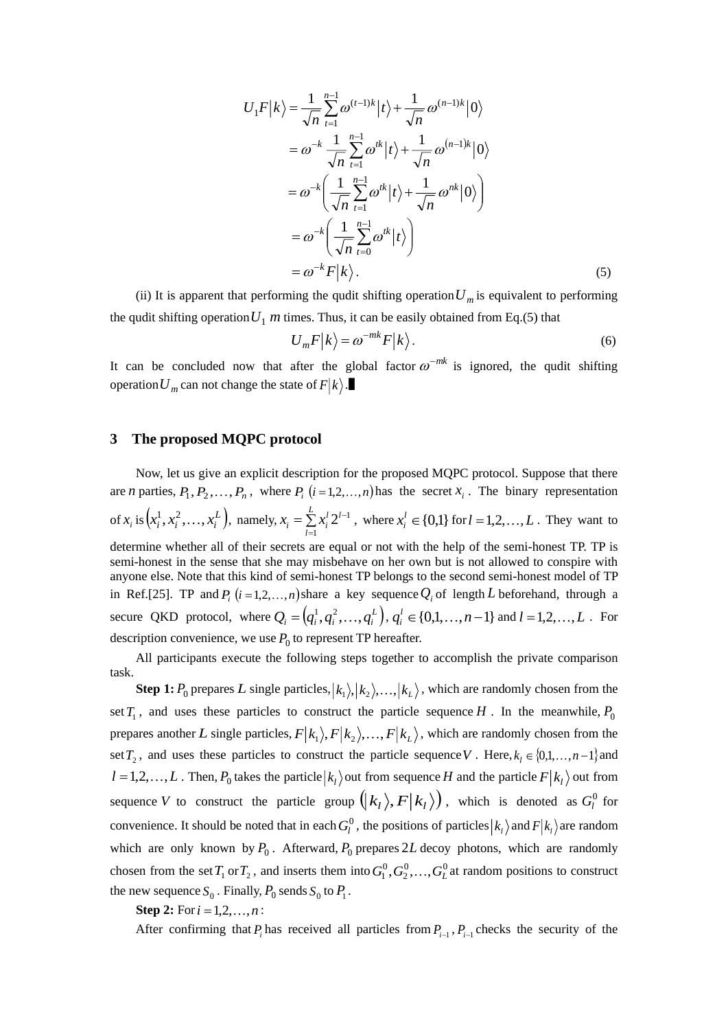$$
\begin{aligned}
U_1 F\left|k\right\rangle &= \frac{1}{\sqrt{n}}\sum_{t=1}^{n-1}\omega^{(t-1)k}\left|t\right\rangle + \frac{1}{\sqrt{n}}\omega^{(n-1)k}\left|0\right\rangle \\
&= \omega^{-k}\frac{1}{\sqrt{n}}\sum_{t=1}^{n-1}\omega^{tk}\left|t\right\rangle + \frac{1}{\sqrt{n}}\omega^{(n-1)k}\left|0\right\rangle \\
&= \omega^{-k}\left(\frac{1}{\sqrt{n}}\sum_{t=1}^{n-1}\omega^{tk}\left|t\right\rangle + \frac{1}{\sqrt{n}}\omega^{nk}\left|0\right\rangle\right) \\
&= \omega^{-k}\left(\frac{1}{\sqrt{n}}\sum_{t=0}^{n-1}\omega^{tk}\left|t\right\rangle\right) \\
&= \omega^{-k}F\left|k\right\rangle.
\end{aligned} \tag{5}
$$

(ii) It is apparent that performing the qudit shifting operation $U_m$ is equivalent to performing the qudit shifting operation $U_1$ $m$ times. Thus, it can be easily obtained from Eq.(5) that

$$
U_m F\left|k\right\rangle = \omega^{-mk}F\left|k\right\rangle. \tag{6}
$$

It can be concluded now that after the global factor $\omega^{-mk}$ is ignored, the qudit shifting operation $U_m$ can not change the state of $F\left|k\right\rangle$.■

## 3 The proposed MQPC protocol

Now, let us give an explicit description for the proposed MQPC protocol. Suppose that there are $n$ parties, $P_1, P_2, \ldots, P_n$, where $P_i$ $(i = 1,2,\ldots,n)$ has the secret $x_i$. The binary representation of $x_i$ is $\left(x_i^1, x_i^2, \ldots, x_i^L\right)$, namely, $x_i = \sum_{l=1}^{L} x_i^l 2^{l-1}$, where $x_i^l \in \{0,1\}$ for $l = 1,2,\ldots,L$. They want to determine whether all of their secrets are equal or not with the help of the semi-honest TP. TP is semi-honest in the sense that she may misbehave on her own but is not allowed to conspire with anyone else. Note that this kind of semi-honest TP belongs to the second semi-honest model of TP in Ref.[25]. TP and $P_i$ $(i = 1,2,\ldots,n)$ share a key sequence $Q_i$ of length $L$ beforehand, through a secure QKD protocol, where $Q_i = \left(q_i^1, q_i^2, \ldots, q_i^L\right)$, $q_i^l \in \{0,1,\ldots,n-1\}$ and $l = 1,2,\ldots,L$. For description convenience, we use $P_0$ to represent TP hereafter.

All participants execute the following steps together to accomplish the private comparison task.

**Step 1:** $P_0$ prepares $L$ single particles, $\left|k_1\right\rangle, \left|k_2\right\rangle, \ldots, \left|k_L\right\rangle$, which are randomly chosen from the set $T_1$, and uses these particles to construct the particle sequence $H$. In the meanwhile, $P_0$ prepares another $L$ single particles, $F\left|k_1\right\rangle, F\left|k_2\right\rangle, \ldots, F\left|k_L\right\rangle$, which are randomly chosen from the set $T_2$, and uses these particles to construct the particle sequence $V$. Here, $k_l \in \{0,1,\ldots,n-1\}$ and $l = 1,2,\ldots,L$. Then, $P_0$ takes the particle $\left|k_l\right\rangle$ out from sequence $H$ and the particle $F\left|k_l\right\rangle$ out from sequence $V$ to construct the particle group $\left(\left|k_l\right\rangle, F\left|k_l\right\rangle\right)$, which is denoted as $G_l^0$ for convenience. It should be noted that in each $G_l^0$, the positions of particles $\left|k_l\right\rangle$ and $F\left|k_l\right\rangle$ are random which are only known by $P_0$. Afterward, $P_0$ prepares $2L$ decoy photons, which are randomly chosen from the set $T_1$ or $T_2$, and inserts them into $G_1^0, G_2^0, \ldots, G_L^0$ at random positions to construct the new sequence $S_0$. Finally, $P_0$ sends $S_0$ to $P_1$.

**Step 2:** For $i = 1,2,\ldots,n$:

After confirming that $P_i$ has received all particles from $P_{i-1}$, $P_{i-1}$ checks the security of the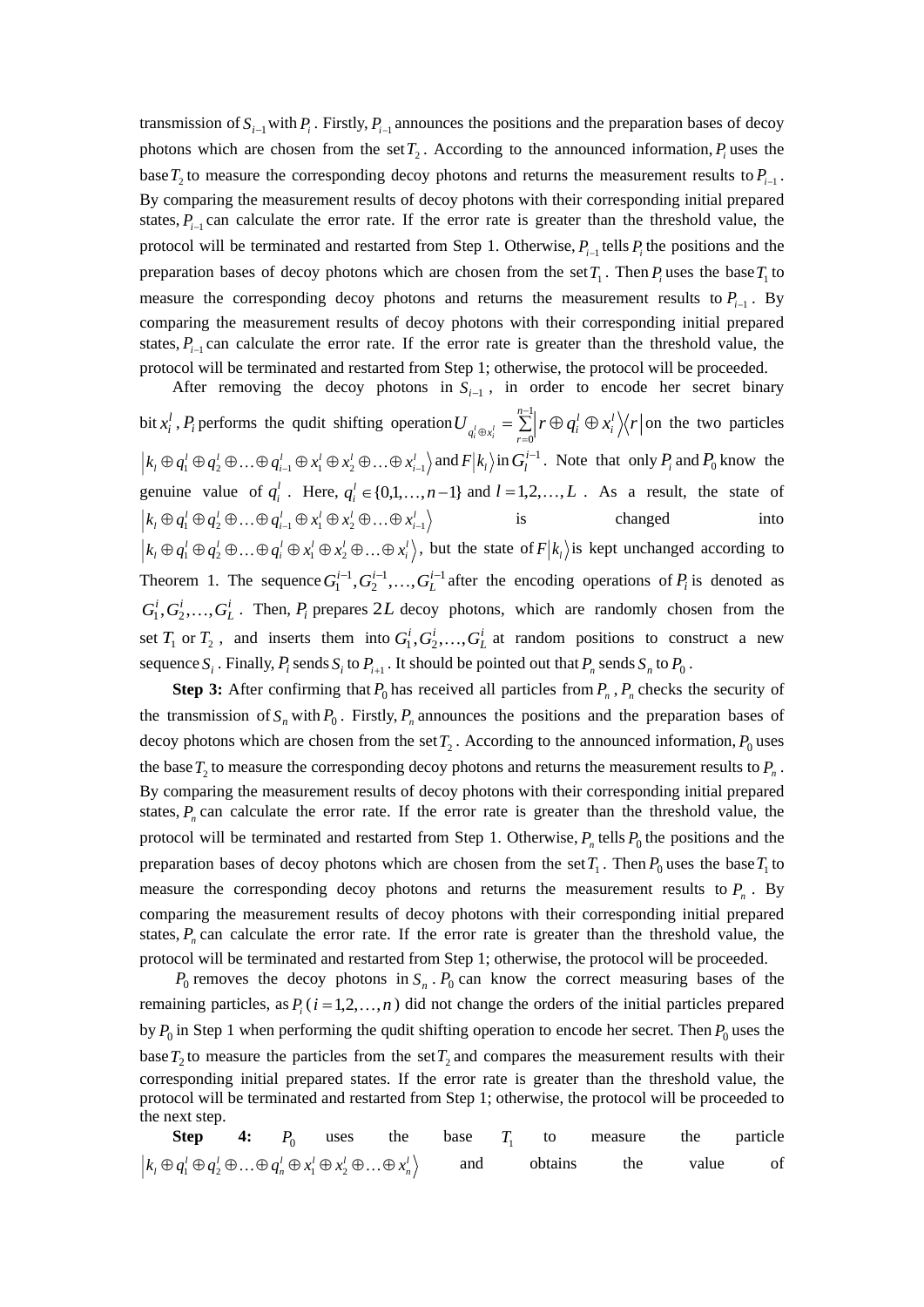transmission of $S_{i-1}$ with $P_i$. Firstly, $P_{i-1}$ announces the positions and the preparation bases of decoy photons which are chosen from the set $T_2$. According to the announced information, $P_i$ uses the base $T_2$ to measure the corresponding decoy photons and returns the measurement results to $P_{i-1}$. By comparing the measurement results of decoy photons with their corresponding initial prepared states, $P_{i-1}$ can calculate the error rate. If the error rate is greater than the threshold value, the protocol will be terminated and restarted from Step 1. Otherwise, $P_{i-1}$ tells $P_i$ the positions and the preparation bases of decoy photons which are chosen from the set $T_1$. Then $P_i$ uses the base $T_1$ to measure the corresponding decoy photons and returns the measurement results to $P_{i-1}$. By comparing the measurement results of decoy photons with their corresponding initial prepared states, $P_{i-1}$ can calculate the error rate. If the error rate is greater than the threshold value, the protocol will be terminated and restarted from Step 1; otherwise, the protocol will be proceeded.

After removing the decoy photons in $S_{i-1}$, in order to encode her secret binary bit $x_i^l$, $P_i$ performs the qudit shifting operation $U_{q_i^l \oplus x_i^l} = \sum_{r=0}^{n-1} \left| r \oplus q_i^l \oplus x_i^l \right\rangle \left\langle r \right|$ on the two particles $\left| k_l \oplus q_1^l \oplus q_2^l \oplus \ldots \oplus q_{i-1}^l \oplus x_1^l \oplus x_2^l \oplus \ldots \oplus x_{i-1}^l \right\rangle$ and $F\left| k_l \right\rangle$ in $G_l^{i-1}$. Note that only $P_i$ and $P_0$ know the genuine value of $q_i^l$. Here, $q_i^l \in \{0,1,\ldots,n-1\}$ and $l = 1,2,\ldots,L$. As a result, the state of $\left| k_l \oplus q_1^l \oplus q_2^l \oplus \ldots \oplus q_{i-1}^l \oplus x_1^l \oplus x_2^l \oplus \ldots \oplus x_{i-1}^l \right\rangle$ is changed into $\left| k_l \oplus q_1^l \oplus q_2^l \oplus \ldots \oplus q_i^l \oplus x_1^l \oplus x_2^l \oplus \ldots \oplus x_i^l \right\rangle$, but the state of $F\left| k_l \right\rangle$ is kept unchanged according to Theorem 1. The sequence $G_1^{i-1}, G_2^{i-1}, \ldots, G_L^{i-1}$ after the encoding operations of $P_i$ is denoted as $G_1^i, G_2^i, \ldots, G_L^i$. Then, $P_i$ prepares $2L$ decoy photons, which are randomly chosen from the set $T_1$ or $T_2$, and inserts them into $G_1^i, G_2^i, \ldots, G_L^i$ at random positions to construct a new sequence $S_i$. Finally, $P_i$ sends $S_i$ to $P_{i+1}$. It should be pointed out that $P_n$ sends $S_n$ to $P_0$.

**Step 3:** After confirming that $P_0$ has received all particles from $P_n$, $P_n$ checks the security of the transmission of $S_n$ with $P_0$. Firstly, $P_n$ announces the positions and the preparation bases of decoy photons which are chosen from the set $T_2$. According to the announced information, $P_0$ uses the base $T_2$ to measure the corresponding decoy photons and returns the measurement results to $P_n$. By comparing the measurement results of decoy photons with their corresponding initial prepared states, $P_n$ can calculate the error rate. If the error rate is greater than the threshold value, the protocol will be terminated and restarted from Step 1. Otherwise, $P_n$ tells $P_0$ the positions and the preparation bases of decoy photons which are chosen from the set $T_1$. Then $P_0$ uses the base $T_1$ to measure the corresponding decoy photons and returns the measurement results to $P_n$. By comparing the measurement results of decoy photons with their corresponding initial prepared states, $P_n$ can calculate the error rate. If the error rate is greater than the threshold value, the protocol will be terminated and restarted from Step 1; otherwise, the protocol will be proceeded.

$P_0$ removes the decoy photons in $S_n$. $P_0$ can know the correct measuring bases of the remaining particles, as $P_i$ ($i = 1,2,\ldots,n$) did not change the orders of the initial particles prepared by $P_0$ in Step 1 when performing the qudit shifting operation to encode her secret. Then $P_0$ uses the base $T_2$ to measure the particles from the set $T_2$ and compares the measurement results with their corresponding initial prepared states. If the error rate is greater than the threshold value, the protocol will be terminated and restarted from Step 1; otherwise, the protocol will be proceeded to the next step.

**Step 4:** $P_0$ uses the base $T_1$ to measure the particle $\left| k_l \oplus q_1^l \oplus q_2^l \oplus \ldots \oplus q_n^l \oplus x_1^l \oplus x_2^l \oplus \ldots \oplus x_n^l \right\rangle$ and obtains the value of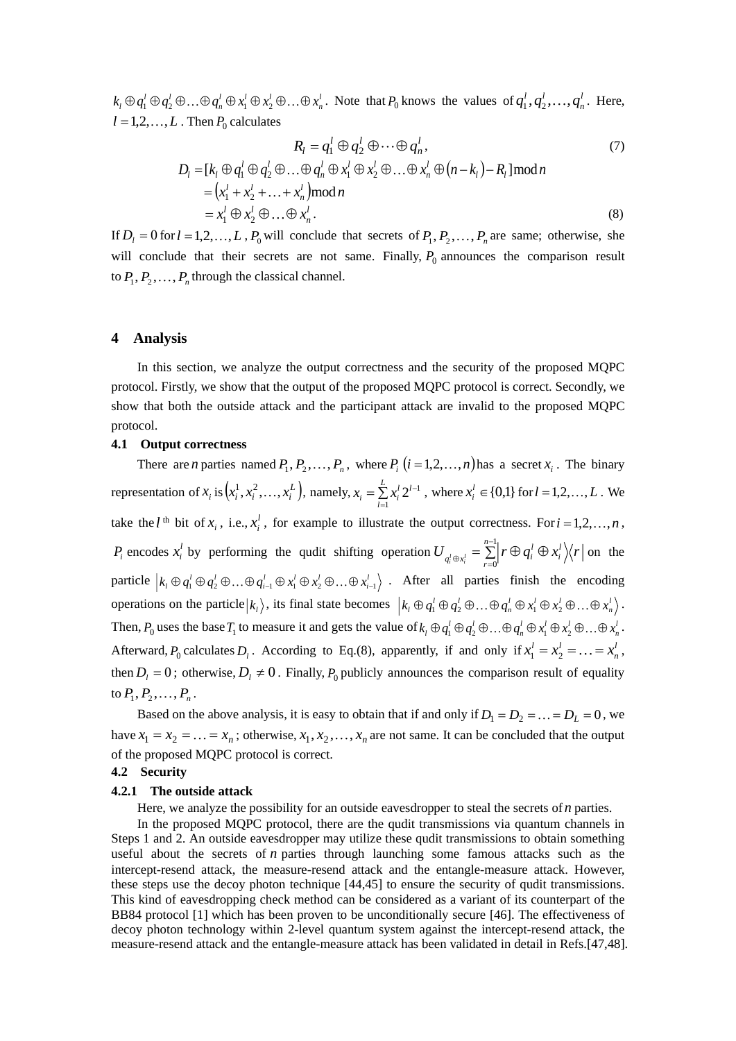$k_l \oplus q_1^l \oplus q_2^l \oplus \ldots \oplus q_n^l \oplus x_1^l \oplus x_2^l \oplus \ldots \oplus x_n^l$. Note that $P_0$ knows the values of $q_1^l, q_2^l, \ldots, q_n^l$. Here, $l = 1, 2, \ldots, L$. Then $P_0$ calculates

$$R_l = q_1^l \oplus q_2^l \oplus \cdots \oplus q_n^l, \tag{7}$$

$$\begin{aligned} D_l &= [k_l \oplus q_1^l \oplus q_2^l \oplus \ldots \oplus q_n^l \oplus x_1^l \oplus x_2^l \oplus \ldots \oplus x_n^l \oplus (n - k_l) - R_l] \bmod n \\ &= (x_1^l + x_2^l + \ldots + x_n^l) \bmod n \\ &= x_1^l \oplus x_2^l \oplus \ldots \oplus x_n^l . \end{aligned} \tag{8}$$

If $D_l = 0$ for $l = 1, 2, \ldots, L$, $P_0$ will conclude that secrets of $P_1, P_2, \ldots, P_n$ are same; otherwise, she will conclude that their secrets are not same. Finally, $P_0$ announces the comparison result to $P_1, P_2, \ldots, P_n$ through the classical channel.

## 4 Analysis

In this section, we analyze the output correctness and the security of the proposed MQPC protocol. Firstly, we show that the output of the proposed MQPC protocol is correct. Secondly, we show that both the outside attack and the participant attack are invalid to the proposed MQPC protocol.

### 4.1 Output correctness

There are $n$ parties named $P_1, P_2, \ldots, P_n$, where $P_i$ $(i = 1, 2, \ldots, n)$ has a secret $x_i$. The binary representation of $x_i$ is $(x_i^1, x_i^2, \ldots, x_i^L)$, namely, $x_i = \sum_{l=1}^{L} x_i^l 2^{l-1}$, where $x_i^l \in \{0,1\}$ for $l = 1, 2, \ldots, L$. We take the $l$ th bit of $x_i$, i.e., $x_i^l$, for example to illustrate the output correctness. For $i = 1, 2, \ldots, n$, $P_i$ encodes $x_i^l$ by performing the qudit shifting operation $U_{q_i^l \oplus x_i^l} = \sum_{r=0}^{n-1} \left| r \oplus q_i^l \oplus x_i^l \right\rangle \left\langle r \right|$ on the particle $\left| k_l \oplus q_1^l \oplus q_2^l \oplus \ldots \oplus q_{i-1}^l \oplus x_1^l \oplus x_2^l \oplus \ldots \oplus x_{i-1}^l \right\rangle$. After all parties finish the encoding operations on the particle $|k_l\rangle$, its final state becomes $\left| k_l \oplus q_1^l \oplus q_2^l \oplus \ldots \oplus q_n^l \oplus x_1^l \oplus x_2^l \oplus \ldots \oplus x_n^l \right\rangle$. Then, $P_0$ uses the base $T_1$ to measure it and gets the value of $k_l \oplus q_1^l \oplus q_2^l \oplus \ldots \oplus q_n^l \oplus x_1^l \oplus x_2^l \oplus \ldots \oplus x_n^l$. Afterward, $P_0$ calculates $D_l$. According to Eq.(8), apparently, if and only if $x_1^l = x_2^l = \ldots = x_n^l$, then $D_l = 0$; otherwise, $D_l \neq 0$. Finally, $P_0$ publicly announces the comparison result of equality to $P_1, P_2, \ldots, P_n$.

Based on the above analysis, it is easy to obtain that if and only if $D_1 = D_2 = \ldots = D_L = 0$, we have $x_1 = x_2 = \ldots = x_n$; otherwise, $x_1, x_2, \ldots, x_n$ are not same. It can be concluded that the output of the proposed MQPC protocol is correct.

### 4.2 Security

#### 4.2.1 The outside attack

Here, we analyze the possibility for an outside eavesdropper to steal the secrets of $n$ parties.

In the proposed MQPC protocol, there are the qudit transmissions via quantum channels in Steps 1 and 2. An outside eavesdropper may utilize these qudit transmissions to obtain something useful about the secrets of $n$ parties through launching some famous attacks such as the intercept-resend attack, the measure-resend attack and the entangle-measure attack. However, these steps use the decoy photon technique [44,45] to ensure the security of qudit transmissions. This kind of eavesdropping check method can be considered as a variant of its counterpart of the BB84 protocol [1] which has been proven to be unconditionally secure [46]. The effectiveness of decoy photon technology within 2-level quantum system against the intercept-resend attack, the measure-resend attack and the entangle-measure attack has been validated in detail in Refs.[47,48].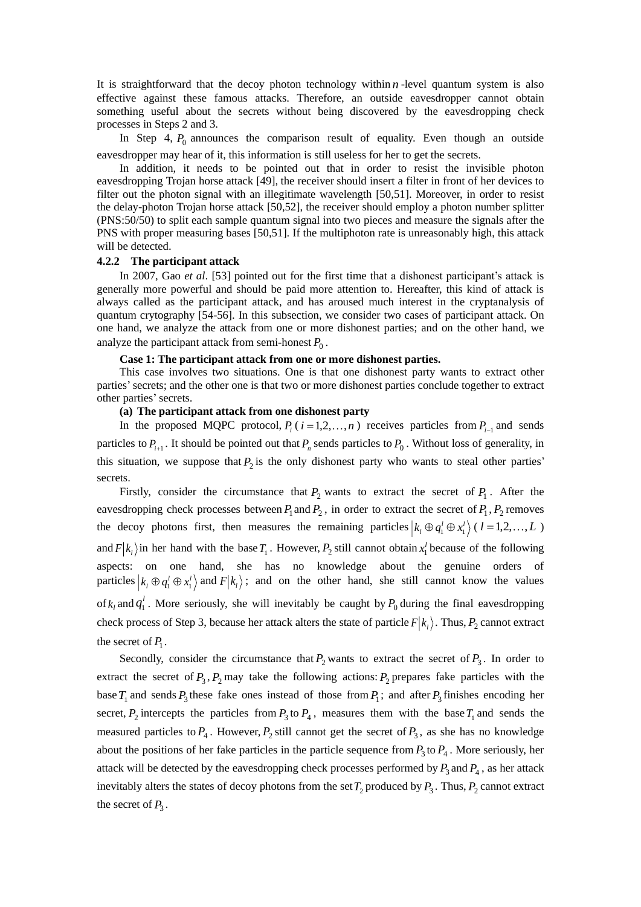It is straightforward that the decoy photon technology within $n$-level quantum system is also effective against these famous attacks. Therefore, an outside eavesdropper cannot obtain something useful about the secrets without being discovered by the eavesdropping check processes in Steps 2 and 3.

In Step 4, $P_0$ announces the comparison result of equality. Even though an outside eavesdropper may hear of it, this information is still useless for her to get the secrets.

In addition, it needs to be pointed out that in order to resist the invisible photon eavesdropping Trojan horse attack [49], the receiver should insert a filter in front of her devices to filter out the photon signal with an illegitimate wavelength [50,51]. Moreover, in order to resist the delay-photon Trojan horse attack [50,52], the receiver should employ a photon number splitter (PNS:50/50) to split each sample quantum signal into two pieces and measure the signals after the PNS with proper measuring bases [50,51]. If the multiphoton rate is unreasonably high, this attack will be detected.

### 4.2.2 The participant attack

In 2007, Gao *et al*. [53] pointed out for the first time that a dishonest participant's attack is generally more powerful and should be paid more attention to. Hereafter, this kind of attack is always called as the participant attack, and has aroused much interest in the cryptanalysis of quantum crytography [54-56]. In this subsection, we consider two cases of participant attack. On one hand, we analyze the attack from one or more dishonest parties; and on the other hand, we analyze the participant attack from semi-honest $P_0$.

**Case 1: The participant attack from one or more dishonest parties.**

This case involves two situations. One is that one dishonest party wants to extract other parties' secrets; and the other one is that two or more dishonest parties conclude together to extract other parties' secrets.

**(a) The participant attack from one dishonest party**

In the proposed MQPC protocol, $P_i$ ($i = 1,2,\ldots,n$) receives particles from $P_{i-1}$ and sends particles to $P_{i+1}$. It should be pointed out that $P_n$ sends particles to $P_0$. Without loss of generality, in this situation, we suppose that $P_2$ is the only dishonest party who wants to steal other parties' secrets.

Firstly, consider the circumstance that $P_2$ wants to extract the secret of $P_1$. After the eavesdropping check processes between $P_1$ and $P_2$, in order to extract the secret of $P_1$, $P_2$ removes the decoy photons first, then measures the remaining particles $\left|k_l \oplus q_1^l \oplus x_1^l\right\rangle$ ($l = 1,2,\ldots,L$) and $F\left|k_l\right\rangle$ in her hand with the base $T_1$. However, $P_2$ still cannot obtain $x_1^l$ because of the following aspects: on one hand, she has no knowledge about the genuine orders of particles $\left|k_l \oplus q_1^l \oplus x_1^l\right\rangle$ and $F\left|k_l\right\rangle$; and on the other hand, she still cannot know the values of $k_l$ and $q_1^l$. More seriously, she will inevitably be caught by $P_0$ during the final eavesdropping check process of Step 3, because her attack alters the state of particle $F\left|k_l\right\rangle$. Thus, $P_2$ cannot extract the secret of $P_1$.

Secondly, consider the circumstance that $P_2$ wants to extract the secret of $P_3$. In order to extract the secret of $P_3$, $P_2$ may take the following actions: $P_2$ prepares fake particles with the base $T_1$ and sends $P_3$ these fake ones instead of those from $P_1$; and after $P_3$ finishes encoding her secret, $P_2$ intercepts the particles from $P_3$ to $P_4$, measures them with the base $T_1$ and sends the measured particles to $P_4$. However, $P_2$ still cannot get the secret of $P_3$, as she has no knowledge about the positions of her fake particles in the particle sequence from $P_3$ to $P_4$. More seriously, her attack will be detected by the eavesdropping check processes performed by $P_3$ and $P_4$, as her attack inevitably alters the states of decoy photons from the set $T_2$ produced by $P_3$. Thus, $P_2$ cannot extract the secret of $P_3$.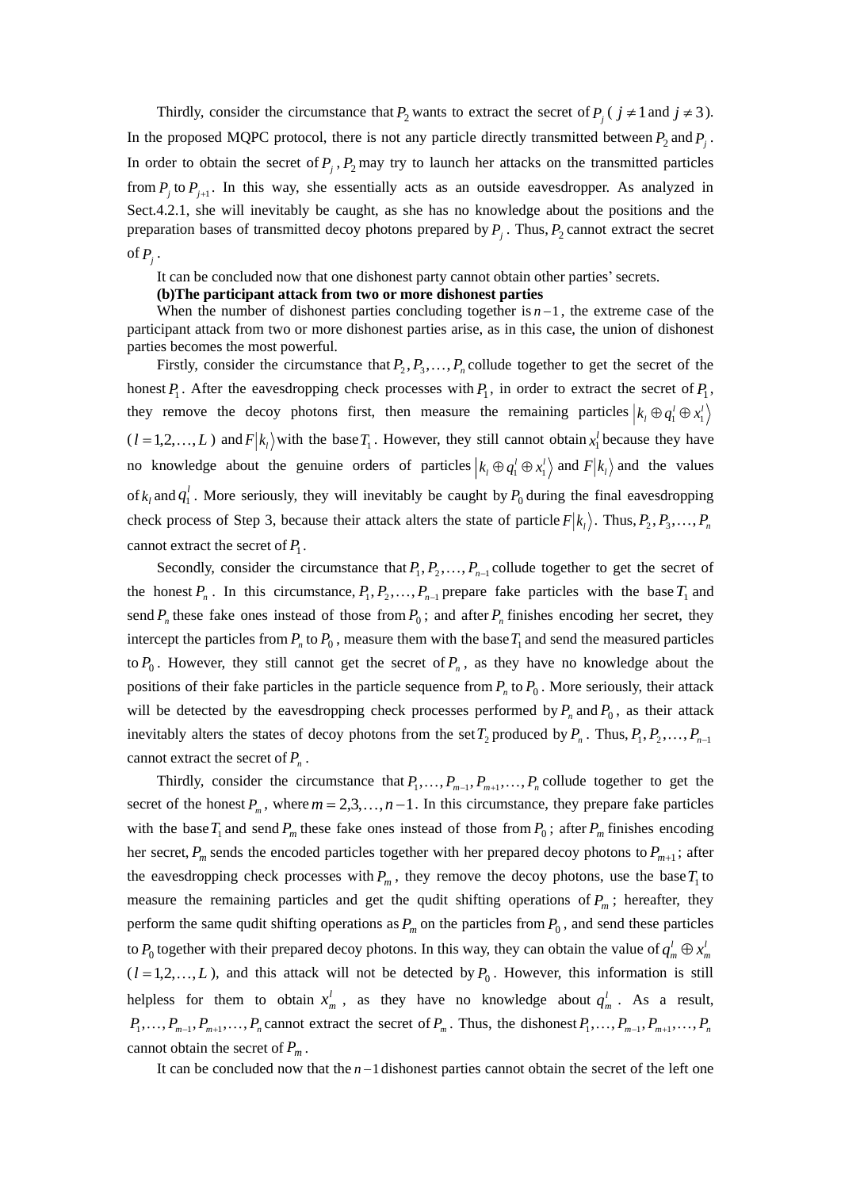Thirdly, consider the circumstance that $P_2$ wants to extract the secret of $P_j$ ( $j \neq 1$ and $j \neq 3$). In the proposed MQPC protocol, there is not any particle directly transmitted between $P_2$ and $P_j$. In order to obtain the secret of $P_j$, $P_2$ may try to launch her attacks on the transmitted particles from $P_j$ to $P_{j+1}$. In this way, she essentially acts as an outside eavesdropper. As analyzed in Sect.4.2.1, she will inevitably be caught, as she has no knowledge about the positions and the preparation bases of transmitted decoy photons prepared by $P_j$. Thus, $P_2$ cannot extract the secret of $P_j$.

It can be concluded now that one dishonest party cannot obtain other parties' secrets.

**(b)The participant attack from two or more dishonest parties**

When the number of dishonest parties concluding together is $n-1$, the extreme case of the participant attack from two or more dishonest parties arise, as in this case, the union of dishonest parties becomes the most powerful.

Firstly, consider the circumstance that $P_2, P_3, \ldots, P_n$ collude together to get the secret of the honest $P_1$. After the eavesdropping check processes with $P_1$, in order to extract the secret of $P_1$, they remove the decoy photons first, then measure the remaining particles $\left|k_l \oplus q_1^l \oplus x_1^l\right\rangle$ ($l = 1,2,\ldots,L$) and $F\left|k_l\right\rangle$ with the base $T_1$. However, they still cannot obtain $x_1^l$ because they have no knowledge about the genuine orders of particles $\left|k_l \oplus q_1^l \oplus x_1^l\right\rangle$ and $F\left|k_l\right\rangle$ and the values of $k_l$ and $q_1^l$. More seriously, they will inevitably be caught by $P_0$ during the final eavesdropping check process of Step 3, because their attack alters the state of particle $F\left|k_l\right\rangle$. Thus, $P_2, P_3, \ldots, P_n$ cannot extract the secret of $P_1$.

Secondly, consider the circumstance that $P_1, P_2, \ldots, P_{n-1}$ collude together to get the secret of the honest $P_n$. In this circumstance, $P_1, P_2, \ldots, P_{n-1}$ prepare fake particles with the base $T_1$ and send $P_n$ these fake ones instead of those from $P_0$; and after $P_n$ finishes encoding her secret, they intercept the particles from $P_n$ to $P_0$, measure them with the base $T_1$ and send the measured particles to $P_0$. However, they still cannot get the secret of $P_n$, as they have no knowledge about the positions of their fake particles in the particle sequence from $P_n$ to $P_0$. More seriously, their attack will be detected by the eavesdropping check processes performed by $P_n$ and $P_0$, as their attack inevitably alters the states of decoy photons from the set $T_2$ produced by $P_n$. Thus, $P_1, P_2, \ldots, P_{n-1}$ cannot extract the secret of $P_n$.

Thirdly, consider the circumstance that $P_1, \ldots, P_{m-1}, P_{m+1}, \ldots, P_n$ collude together to get the secret of the honest $P_m$, where $m = 2,3,\ldots,n-1$. In this circumstance, they prepare fake particles with the base $T_1$ and send $P_m$ these fake ones instead of those from $P_0$; after $P_m$ finishes encoding her secret, $P_m$ sends the encoded particles together with her prepared decoy photons to $P_{m+1}$; after the eavesdropping check processes with $P_m$, they remove the decoy photons, use the base $T_1$ to measure the remaining particles and get the qudit shifting operations of $P_m$; hereafter, they perform the same qudit shifting operations as $P_m$ on the particles from $P_0$, and send these particles to $P_0$ together with their prepared decoy photons. In this way, they can obtain the value of $q_m^l \oplus x_m^l$ ($l = 1,2,\ldots,L$), and this attack will not be detected by $P_0$. However, this information is still helpless for them to obtain $x_m^l$, as they have no knowledge about $q_m^l$. As a result, $P_1, \ldots, P_{m-1}, P_{m+1}, \ldots, P_n$ cannot extract the secret of $P_m$. Thus, the dishonest $P_1, \ldots, P_{m-1}, P_{m+1}, \ldots, P_n$ cannot obtain the secret of $P_m$.

It can be concluded now that the $n-1$ dishonest parties cannot obtain the secret of the left one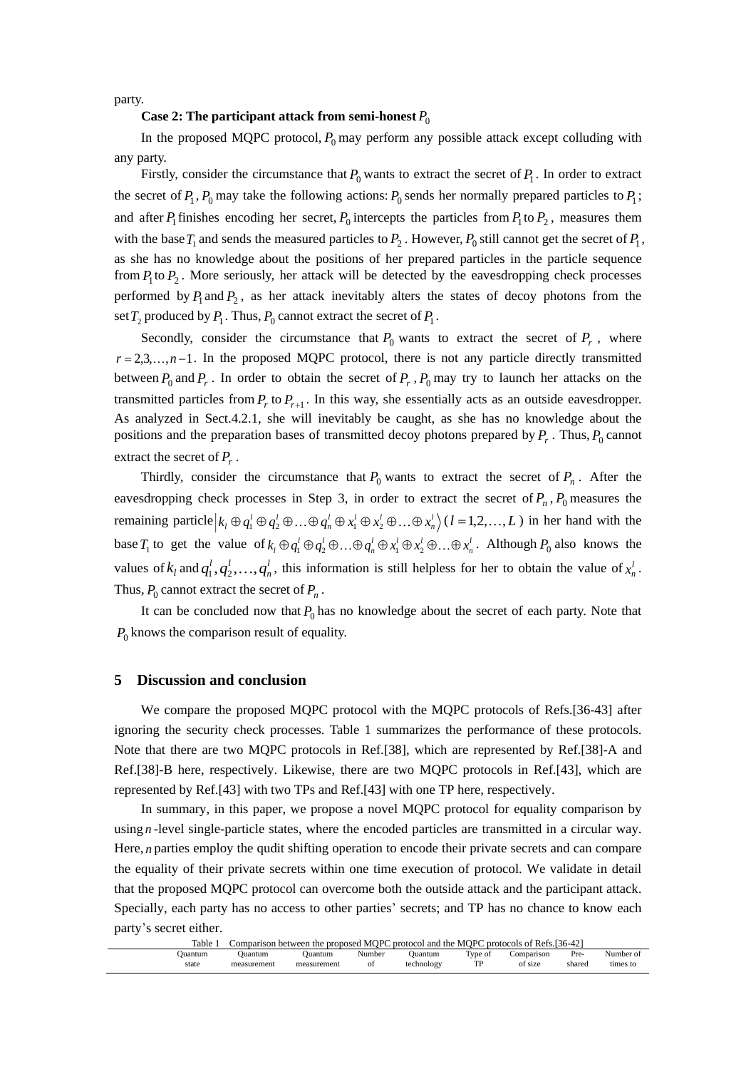party.

**Case 2: The participant attack from semi-honest $P_0$**

In the proposed MQPC protocol, $P_0$ may perform any possible attack except colluding with any party.

Firstly, consider the circumstance that $P_0$ wants to extract the secret of $P_1$. In order to extract the secret of $P_1$, $P_0$ may take the following actions: $P_0$ sends her normally prepared particles to $P_1$; and after $P_1$ finishes encoding her secret, $P_0$ intercepts the particles from $P_1$ to $P_2$, measures them with the base $T_1$ and sends the measured particles to $P_2$. However, $P_0$ still cannot get the secret of $P_1$, as she has no knowledge about the positions of her prepared particles in the particle sequence from $P_1$ to $P_2$. More seriously, her attack will be detected by the eavesdropping check processes performed by $P_1$ and $P_2$, as her attack inevitably alters the states of decoy photons from the set $T_2$ produced by $P_1$. Thus, $P_0$ cannot extract the secret of $P_1$.

Secondly, consider the circumstance that $P_0$ wants to extract the secret of $P_r$, where $r = 2,3,\ldots,n-1$. In the proposed MQPC protocol, there is not any particle directly transmitted between $P_0$ and $P_r$. In order to obtain the secret of $P_r$, $P_0$ may try to launch her attacks on the transmitted particles from $P_r$ to $P_{r+1}$. In this way, she essentially acts as an outside eavesdropper. As analyzed in Sect.4.2.1, she will inevitably be caught, as she has no knowledge about the positions and the preparation bases of transmitted decoy photons prepared by $P_r$. Thus, $P_0$ cannot extract the secret of $P_r$.

Thirdly, consider the circumstance that $P_0$ wants to extract the secret of $P_n$. After the eavesdropping check processes in Step 3, in order to extract the secret of $P_n$, $P_0$ measures the remaining particle $\left| k_l \oplus q_1^l \oplus q_2^l \oplus \ldots \oplus q_n^l \oplus x_1^l \oplus x_2^l \oplus \ldots \oplus x_n^l \right\rangle$ ($l = 1,2,\ldots,L$) in her hand with the base $T_1$ to get the value of $k_l \oplus q_1^l \oplus q_2^l \oplus \ldots \oplus q_n^l \oplus x_1^l \oplus x_2^l \oplus \ldots \oplus x_n^l$. Although $P_0$ also knows the values of $k_l$ and $q_1^l, q_2^l, \ldots, q_n^l$, this information is still helpless for her to obtain the value of $x_n^l$. Thus, $P_0$ cannot extract the secret of $P_n$.

It can be concluded now that $P_0$ has no knowledge about the secret of each party. Note that $P_0$ knows the comparison result of equality.

## 5 Discussion and conclusion

We compare the proposed MQPC protocol with the MQPC protocols of Refs.[36-43] after ignoring the security check processes. Table 1 summarizes the performance of these protocols. Note that there are two MQPC protocols in Ref.[38], which are represented by Ref.[38]-A and Ref.[38]-B here, respectively. Likewise, there are two MQPC protocols in Ref.[43], which are represented by Ref.[43] with two TPs and Ref.[43] with one TP here, respectively.

In summary, in this paper, we propose a novel MQPC protocol for equality comparison by using $n$-level single-particle states, where the encoded particles are transmitted in a circular way. Here, $n$ parties employ the qudit shifting operation to encode their private secrets and can compare the equality of their private secrets within one time execution of protocol. We validate in detail that the proposed MQPC protocol can overcome both the outside attack and the participant attack. Specially, each party has no access to other parties' secrets; and TP has no chance to know each party's secret either.

Table 1 Comparison between the proposed MQPC protocol and the MQPC protocols of Refs.[36-42]

| | Quantum state | Quantum measurement | Quantum measurement | Number of | Quantum technology | Type of TP | Comparison of size | Pre-shared | Number of times to |
|---|---|---|---|---|---|---|---|---|---|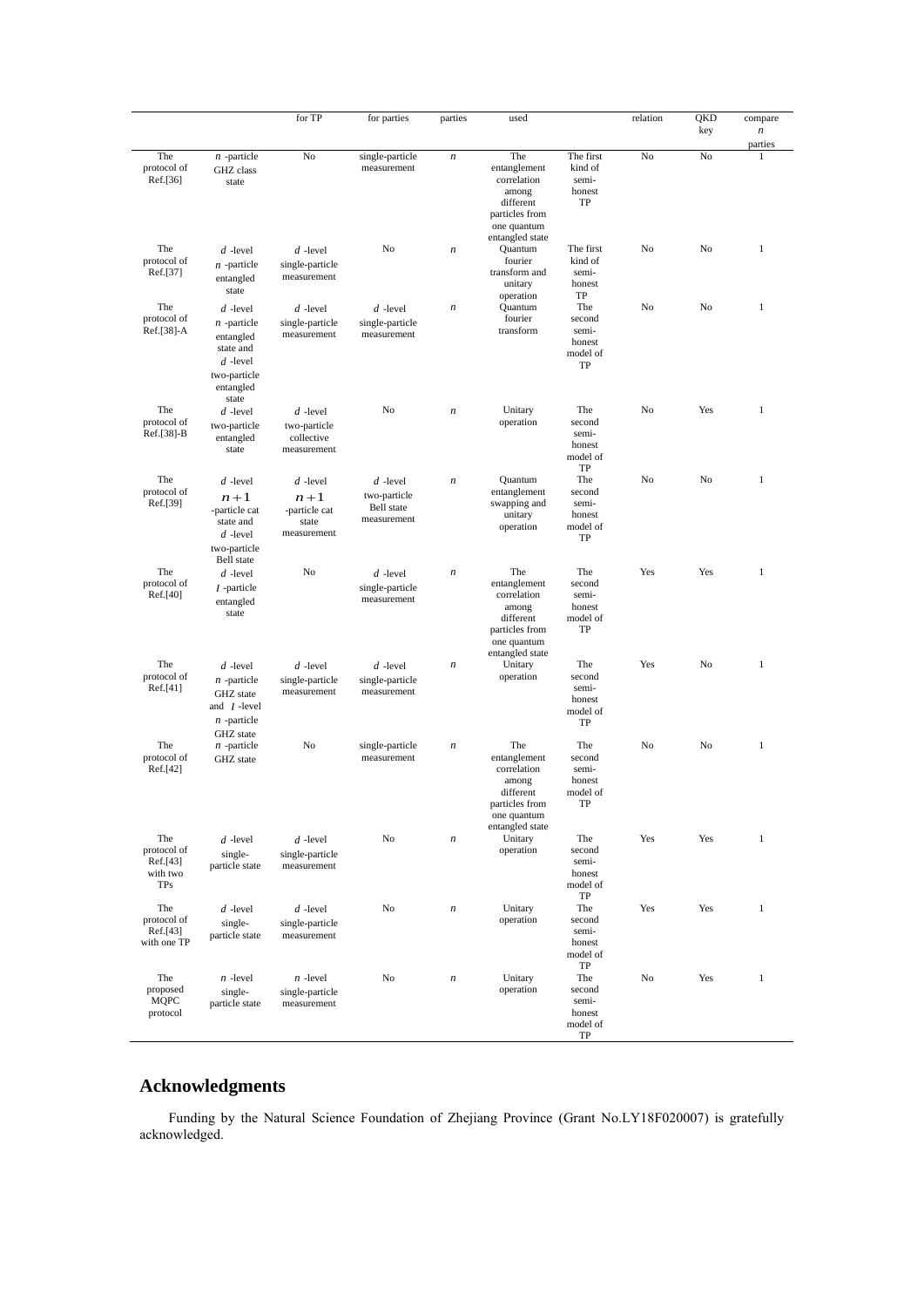| | | for TP | for parties | parties | used | | relation | QKD key | compare $n$ parties |
|---|---|---|---|---|---|---|---|---|---|
| The protocol of Ref.[36] | $n$ -particle GHZ class state | No | single-particle measurement | $n$ | The entanglement correlation among different particles from one quantum entangled state | The first kind of semi-honest TP | No | No | 1 |
| The protocol of Ref.[37] | $d$ -level $n$ -particle entangled state | $d$ -level single-particle measurement | No | $n$ | Quantum fourier transform and unitary operation | The first kind of semi-honest TP | No | No | 1 |
| The protocol of Ref.[38]-A | $d$ -level $n$ -particle entangled state and $d$ -level two-particle entangled state | $d$ -level single-particle measurement | $d$ -level single-particle measurement | $n$ | Quantum fourier transform | The second semi-honest model of TP | No | No | 1 |
| The protocol of Ref.[38]-B | $d$ -level two-particle entangled state | $d$ -level two-particle collective measurement | No | $n$ | Unitary operation | The second semi-honest model of TP | No | Yes | 1 |
| The protocol of Ref.[39] | $d$ -level $n+1$ -particle cat state and $d$ -level two-particle Bell state | $d$ -level $n+1$ -particle cat state measurement | $d$ -level two-particle Bell state measurement | $n$ | Quantum entanglement swapping and unitary operation | The second semi-honest model of TP | No | No | 1 |
| The protocol of Ref.[40] | $d$ -level $l$ -particle entangled state | No | $d$ -level single-particle measurement | $n$ | The entanglement correlation among different particles from one quantum entangled state | The second semi-honest model of TP | Yes | Yes | 1 |
| The protocol of Ref.[41] | $d$ -level $n$ -particle GHZ state and $l$ -level $n$ -particle GHZ state | $d$ -level single-particle measurement | $d$ -level single-particle measurement | $n$ | Unitary operation | The second semi-honest model of TP | Yes | No | 1 |
| The protocol of Ref.[42] | $n$ -particle GHZ state | No | single-particle measurement | $n$ | The entanglement correlation among different particles from one quantum entangled state | The second semi-honest model of TP | No | No | 1 |
| The protocol of Ref.[43] with two TPs | $d$ -level single-particle state | $d$ -level single-particle measurement | No | $n$ | Unitary operation | The second semi-honest model of TP | Yes | Yes | 1 |
| The protocol of Ref.[43] with one TP | $d$ -level single-particle state | $d$ -level single-particle measurement | No | $n$ | Unitary operation | The second semi-honest model of TP | Yes | Yes | 1 |
| The proposed MQPC protocol | $n$ -level single-particle state | $n$ -level single-particle measurement | No | $n$ | Unitary operation | The second semi-honest model of TP | No | Yes | 1 |

## Acknowledgments

Funding by the Natural Science Foundation of Zhejiang Province (Grant No.LY18F020007) is gratefully acknowledged.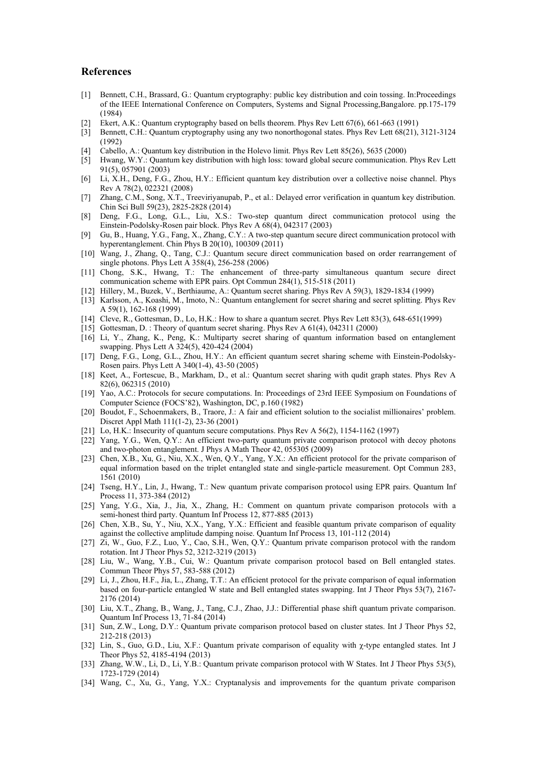## References

[1] Bennett, C.H., Brassard, G.: Quantum cryptography: public key distribution and coin tossing. In:Proceedings of the IEEE International Conference on Computers, Systems and Signal Processing,Bangalore. pp.175-179 (1984)

[2] Ekert, A.K.: Quantum cryptography based on bells theorem. Phys Rev Lett 67(6), 661-663 (1991)

[3] Bennett, C.H.: Quantum cryptography using any two nonorthogonal states. Phys Rev Lett 68(21), 3121-3124 (1992)

[4] Cabello, A.: Quantum key distribution in the Holevo limit. Phys Rev Lett 85(26), 5635 (2000)

[5] Hwang, W.Y.: Quantum key distribution with high loss: toward global secure communication. Phys Rev Lett 91(5), 057901 (2003)

[6] Li, X.H., Deng, F.G., Zhou, H.Y.: Efficient quantum key distribution over a collective noise channel. Phys Rev A 78(2), 022321 (2008)

[7] Zhang, C.M., Song, X.T., Treeviriyanupab, P., et al.: Delayed error verification in quantum key distribution. Chin Sci Bull 59(23), 2825-2828 (2014)

[8] Deng, F.G., Long, G.L., Liu, X.S.: Two-step quantum direct communication protocol using the Einstein-Podolsky-Rosen pair block. Phys Rev A 68(4), 042317 (2003)

[9] Gu, B., Huang, Y.G., Fang, X., Zhang, C.Y.: A two-step quantum secure direct communication protocol with hyperentanglement. Chin Phys B 20(10), 100309 (2011)

[10] Wang, J., Zhang, Q., Tang, C.J.: Quantum secure direct communication based on order rearrangement of single photons. Phys Lett A 358(4), 256-258 (2006)

[11] Chong, S.K., Hwang, T.: The enhancement of three-party simultaneous quantum secure direct communication scheme with EPR pairs. Opt Commun 284(1), 515-518 (2011)

[12] Hillery, M., Buzek, V., Berthiaume, A.: Quantum secret sharing. Phys Rev A 59(3), 1829-1834 (1999)

[13] Karlsson, A., Koashi, M., Imoto, N.: Quantum entanglement for secret sharing and secret splitting. Phys Rev A 59(1), 162-168 (1999)

[14] Cleve, R., Gottesman, D., Lo, H.K.: How to share a quantum secret. Phys Rev Lett 83(3), 648-651(1999)

[15] Gottesman, D. : Theory of quantum secret sharing. Phys Rev A 61(4), 042311 (2000)

[16] Li, Y., Zhang, K., Peng, K.: Multiparty secret sharing of quantum information based on entanglement swapping. Phys Lett A 324(5), 420-424 (2004)

[17] Deng, F.G., Long, G.L., Zhou, H.Y.: An efficient quantum secret sharing scheme with Einstein-Podolsky-Rosen pairs. Phys Lett A 340(1-4), 43-50 (2005)

[18] Keet, A., Fortescue, B., Markham, D., et al.: Quantum secret sharing with qudit graph states. Phys Rev A 82(6), 062315 (2010)

[19] Yao, A.C.: Protocols for secure computations. In: Proceedings of 23rd IEEE Symposium on Foundations of Computer Science (FOCS'82), Washington, DC, p.160 (1982)

[20] Boudot, F., Schoenmakers, B., Traore, J.: A fair and efficient solution to the socialist millionaires' problem. Discret Appl Math 111(1-2), 23-36 (2001)

[21] Lo, H.K.: Insecurity of quantum secure computations. Phys Rev A 56(2), 1154-1162 (1997)

[22] Yang, Y.G., Wen, Q.Y.: An efficient two-party quantum private comparison protocol with decoy photons and two-photon entanglement. J Phys A Math Theor 42, 055305 (2009)

[23] Chen, X.B., Xu, G., Niu, X.X., Wen, Q.Y., Yang, Y.X.: An efficient protocol for the private comparison of equal information based on the triplet entangled state and single-particle measurement. Opt Commun 283, 1561 (2010)

[24] Tseng, H.Y., Lin, J., Hwang, T.: New quantum private comparison protocol using EPR pairs. Quantum Inf Process 11, 373-384 (2012)

[25] Yang, Y.G., Xia, J., Jia, X., Zhang, H.: Comment on quantum private comparison protocols with a semi-honest third party. Quantum Inf Process 12, 877-885 (2013)

[26] Chen, X.B., Su, Y., Niu, X.X., Yang, Y.X.: Efficient and feasible quantum private comparison of equality against the collective amplitude damping noise. Quantum Inf Process 13, 101-112 (2014)

[27] Zi, W., Guo, F.Z., Luo, Y., Cao, S.H., Wen, Q.Y.: Quantum private comparison protocol with the random rotation. Int J Theor Phys 52, 3212-3219 (2013)

[28] Liu, W., Wang, Y.B., Cui, W.: Quantum private comparison protocol based on Bell entangled states. Commun Theor Phys 57, 583-588 (2012)

[29] Li, J., Zhou, H.F., Jia, L., Zhang, T.T.: An efficient protocol for the private comparison of equal information based on four-particle entangled W state and Bell entangled states swapping. Int J Theor Phys 53(7), 2167-2176 (2014)

[30] Liu, X.T., Zhang, B., Wang, J., Tang, C.J., Zhao, J.J.: Differential phase shift quantum private comparison. Quantum Inf Process 13, 71-84 (2014)

[31] Sun, Z.W., Long, D.Y.: Quantum private comparison protocol based on cluster states. Int J Theor Phys 52, 212-218 (2013)

[32] Lin, S., Guo, G.D., Liu, X.F.: Quantum private comparison of equality with χ-type entangled states. Int J Theor Phys 52, 4185-4194 (2013)

[33] Zhang, W.W., Li, D., Li, Y.B.: Quantum private comparison protocol with W States. Int J Theor Phys 53(5), 1723-1729 (2014)

[34] Wang, C., Xu, G., Yang, Y.X.: Cryptanalysis and improvements for the quantum private comparison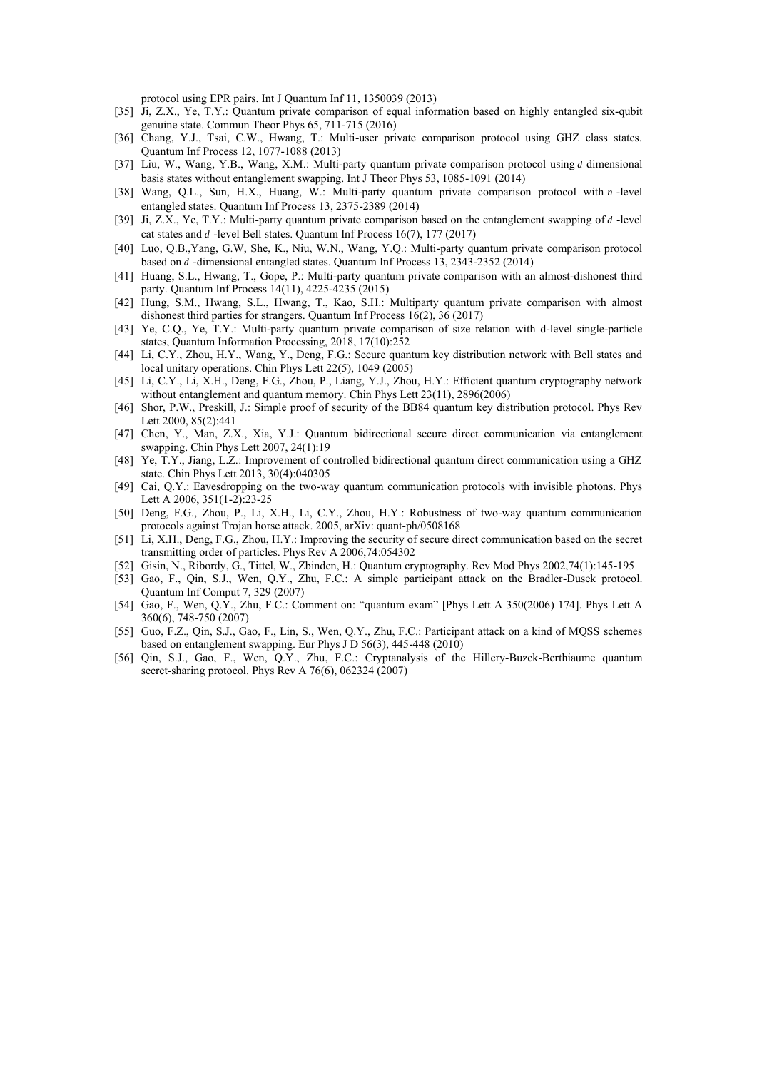protocol using EPR pairs. Int J Quantum Inf 11, 1350039 (2013)

[35] Ji, Z.X., Ye, T.Y.: Quantum private comparison of equal information based on highly entangled six-qubit genuine state. Commun Theor Phys 65, 711-715 (2016)

[36] Chang, Y.J., Tsai, C.W., Hwang, T.: Multi-user private comparison protocol using GHZ class states. Quantum Inf Process 12, 1077-1088 (2013)

[37] Liu, W., Wang, Y.B., Wang, X.M.: Multi-party quantum private comparison protocol using $d$ dimensional basis states without entanglement swapping. Int J Theor Phys 53, 1085-1091 (2014)

[38] Wang, Q.L., Sun, H.X., Huang, W.: Multi-party quantum private comparison protocol with $n$ -level entangled states. Quantum Inf Process 13, 2375-2389 (2014)

[39] Ji, Z.X., Ye, T.Y.: Multi-party quantum private comparison based on the entanglement swapping of $d$ -level cat states and $d$ -level Bell states. Quantum Inf Process 16(7), 177 (2017)

[40] Luo, Q.B.,Yang, G.W, She, K., Niu, W.N., Wang, Y.Q.: Multi-party quantum private comparison protocol based on $d$ -dimensional entangled states. Quantum Inf Process 13, 2343-2352 (2014)

[41] Huang, S.L., Hwang, T., Gope, P.: Multi-party quantum private comparison with an almost-dishonest third party. Quantum Inf Process 14(11), 4225-4235 (2015)

[42] Hung, S.M., Hwang, S.L., Hwang, T., Kao, S.H.: Multiparty quantum private comparison with almost dishonest third parties for strangers. Quantum Inf Process 16(2), 36 (2017)

[43] Ye, C.Q., Ye, T.Y.: Multi-party quantum private comparison of size relation with d-level single-particle states, Quantum Information Processing, 2018, 17(10):252

[44] Li, C.Y., Zhou, H.Y., Wang, Y., Deng, F.G.: Secure quantum key distribution network with Bell states and local unitary operations. Chin Phys Lett 22(5), 1049 (2005)

[45] Li, C.Y., Li, X.H., Deng, F.G., Zhou, P., Liang, Y.J., Zhou, H.Y.: Efficient quantum cryptography network without entanglement and quantum memory. Chin Phys Lett 23(11), 2896(2006)

[46] Shor, P.W., Preskill, J.: Simple proof of security of the BB84 quantum key distribution protocol. Phys Rev Lett 2000, 85(2):441

[47] Chen, Y., Man, Z.X., Xia, Y.J.: Quantum bidirectional secure direct communication via entanglement swapping. Chin Phys Lett 2007, 24(1):19

[48] Ye, T.Y., Jiang, L.Z.: Improvement of controlled bidirectional quantum direct communication using a GHZ state. Chin Phys Lett 2013, 30(4):040305

[49] Cai, Q.Y.: Eavesdropping on the two-way quantum communication protocols with invisible photons. Phys Lett A 2006, 351(1-2):23-25

[50] Deng, F.G., Zhou, P., Li, X.H., Li, C.Y., Zhou, H.Y.: Robustness of two-way quantum communication protocols against Trojan horse attack. 2005, arXiv: quant-ph/0508168

[51] Li, X.H., Deng, F.G., Zhou, H.Y.: Improving the security of secure direct communication based on the secret transmitting order of particles. Phys Rev A 2006,74:054302

[52] Gisin, N., Ribordy, G., Tittel, W., Zbinden, H.: Quantum cryptography. Rev Mod Phys 2002,74(1):145-195

[53] Gao, F., Qin, S.J., Wen, Q.Y., Zhu, F.C.: A simple participant attack on the Bradler-Dusek protocol. Quantum Inf Comput 7, 329 (2007)

[54] Gao, F., Wen, Q.Y., Zhu, F.C.: Comment on: "quantum exam" [Phys Lett A 350(2006) 174]. Phys Lett A 360(6), 748-750 (2007)

[55] Guo, F.Z., Qin, S.J., Gao, F., Lin, S., Wen, Q.Y., Zhu, F.C.: Participant attack on a kind of MQSS schemes based on entanglement swapping. Eur Phys J D 56(3), 445-448 (2010)

[56] Qin, S.J., Gao, F., Wen, Q.Y., Zhu, F.C.: Cryptanalysis of the Hillery-Buzek-Berthiaume quantum secret-sharing protocol. Phys Rev A 76(6), 062324 (2007)